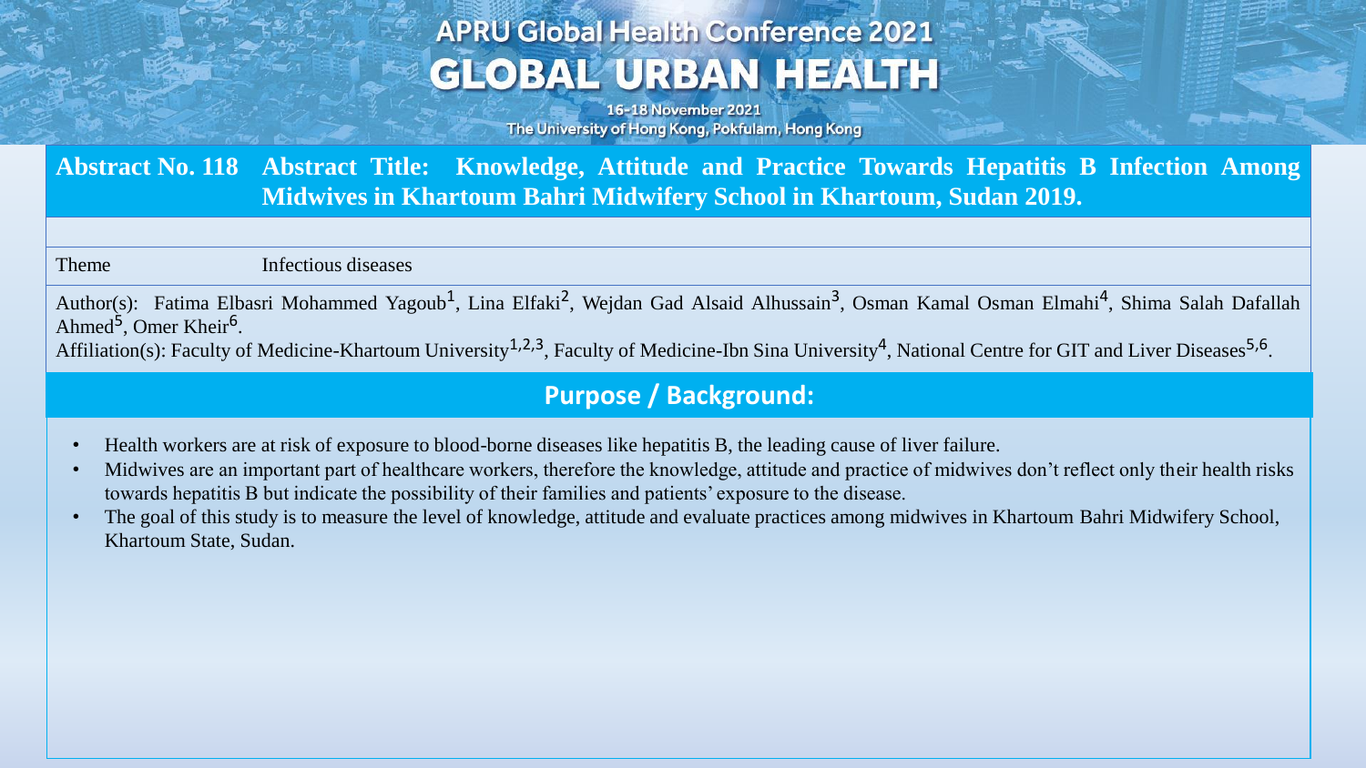# APRU Global Health Conference 2021
# GLOBAL URBAN HEALTH

16-18 November 2021
The University of Hong Kong, Pokfulam, Hong Kong

**Abstract No. 118** **Abstract Title: Knowledge, Attitude and Practice Towards Hepatitis B Infection Among Midwives in Khartoum Bahri Midwifery School in Khartoum, Sudan 2019.**

Theme: Infectious diseases

Author(s): Fatima Elbasri Mohammed Yagoub[1], Lina Elfaki[2], Wejdan Gad Alsaid Alhussain[3], Osman Kamal Osman Elmahi[4], Shima Salah Dafallah Ahmed[5], Omer Kheir[6].

Affiliation(s): Faculty of Medicine-Khartoum University[1,2,3], Faculty of Medicine-Ibn Sina University[4], National Centre for GIT and Liver Diseases[5,6].

## Purpose / Background:

- Health workers are at risk of exposure to blood-borne diseases like hepatitis B, the leading cause of liver failure.
- Midwives are an important part of healthcare workers, therefore the knowledge, attitude and practice of midwives don't reflect only their health risks towards hepatitis B but indicate the possibility of their families and patients' exposure to the disease.
- The goal of this study is to measure the level of knowledge, attitude and evaluate practices among midwives in Khartoum Bahri Midwifery School, Khartoum State, Sudan.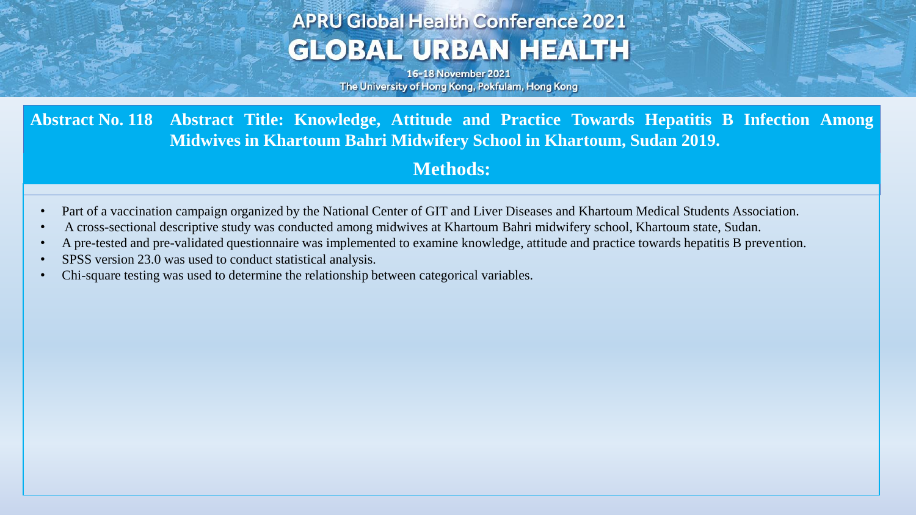**Abstract No. 118 Abstract Title: Knowledge, Attitude and Practice Towards Hepatitis B Infection Among Midwives in Khartoum Bahri Midwifery School in Khartoum, Sudan 2019.**

## Methods:

- Part of a vaccination campaign organized by the National Center of GIT and Liver Diseases and Khartoum Medical Students Association.
- A cross-sectional descriptive study was conducted among midwives at Khartoum Bahri midwifery school, Khartoum state, Sudan.
- A pre-tested and pre-validated questionnaire was implemented to examine knowledge, attitude and practice towards hepatitis B prevention.
- SPSS version 23.0 was used to conduct statistical analysis.
- Chi-square testing was used to determine the relationship between categorical variables.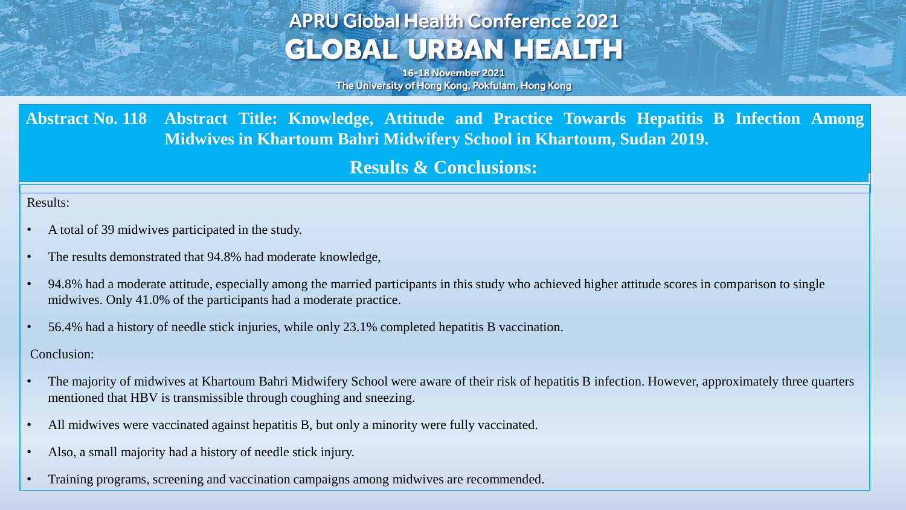**Abstract No. 118** **Abstract Title: Knowledge, Attitude and Practice Towards Hepatitis B Infection Among Midwives in Khartoum Bahri Midwifery School in Khartoum, Sudan 2019.**

## Results & Conclusions:

Results:

- A total of 39 midwives participated in the study.
- The results demonstrated that 94.8% had moderate knowledge,
- 94.8% had a moderate attitude, especially among the married participants in this study who achieved higher attitude scores in comparison to single midwives. Only 41.0% of the participants had a moderate practice.
- 56.4% had a history of needle stick injuries, while only 23.1% completed hepatitis B vaccination.

Conclusion:

- The majority of midwives at Khartoum Bahri Midwifery School were aware of their risk of hepatitis B infection. However, approximately three quarters mentioned that HBV is transmissible through coughing and sneezing.
- All midwives were vaccinated against hepatitis B, but only a minority were fully vaccinated.
- Also, a small majority had a history of needle stick injury.
- Training programs, screening and vaccination campaigns among midwives are recommended.